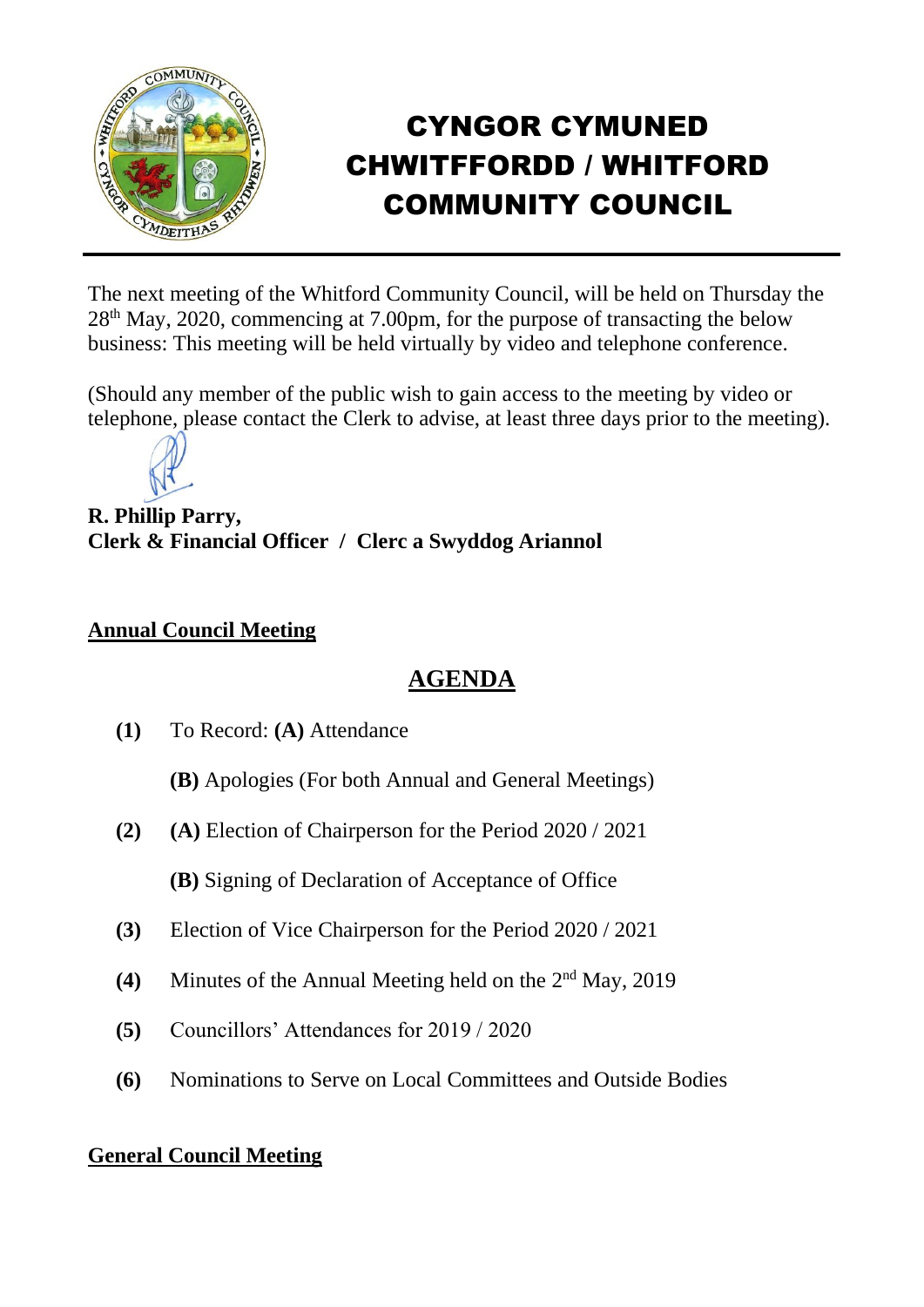# CYNGOR CYMUNED CHWITFFORDD / WHITFORD COMMUNITY COUNCIL

The next meeting of the Whitford Community Council, will be held on Thursday the 28th May, 2020, commencing at 7.00pm, for the purpose of transacting the below business: This meeting will be held virtually by video and telephone conference.

(Should any member of the public wish to gain access to the meeting by video or telephone, please contact the Clerk to advise, at least three days prior to the meeting).

**R. Phillip Parry,**
**Clerk & Financial Officer / Clerc a Swyddog Ariannol**

**Annual Council Meeting**

## AGENDA

**(1)** To Record: **(A)** Attendance

**(B)** Apologies (For both Annual and General Meetings)

**(2)** **(A)** Election of Chairperson for the Period 2020 / 2021

**(B)** Signing of Declaration of Acceptance of Office

**(3)** Election of Vice Chairperson for the Period 2020 / 2021

**(4)** Minutes of the Annual Meeting held on the 2nd May, 2019

**(5)** Councillors' Attendances for 2019 / 2020

**(6)** Nominations to Serve on Local Committees and Outside Bodies

**General Council Meeting**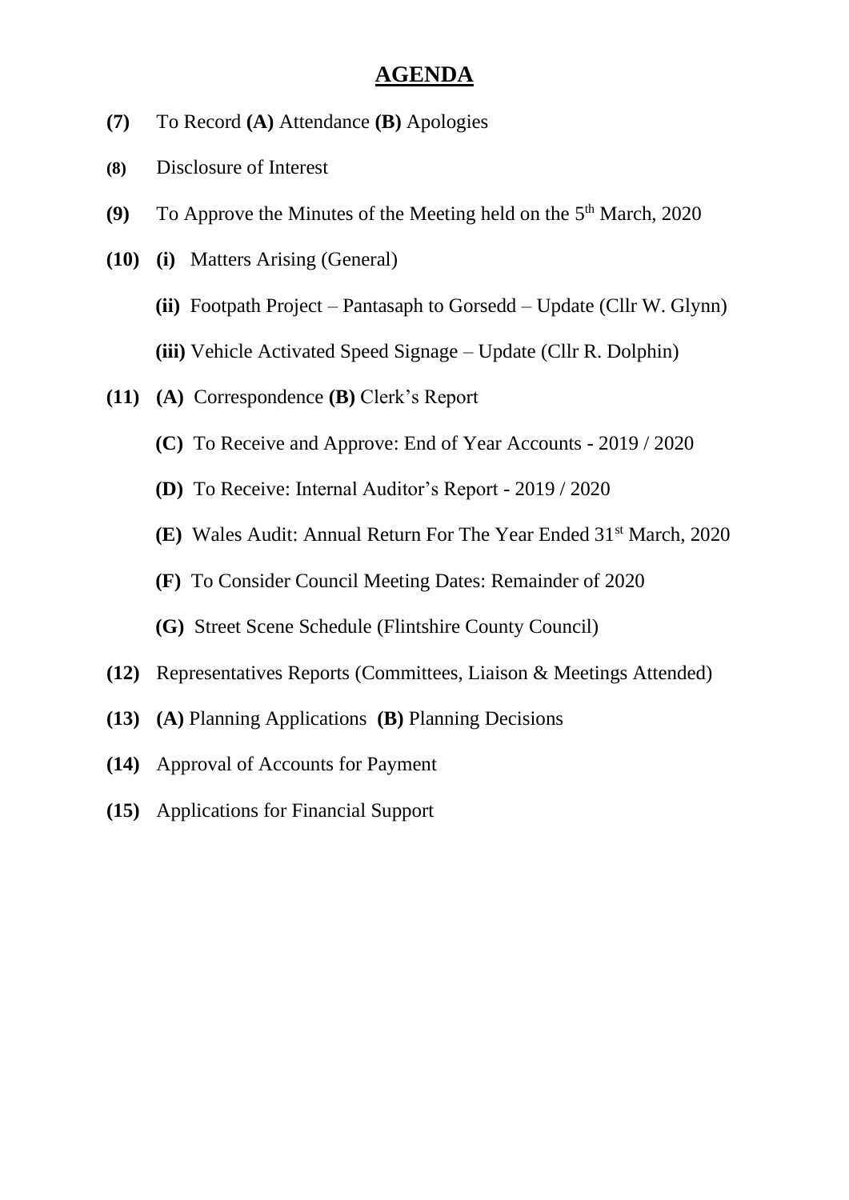# AGENDA

**(7)** To Record **(A)** Attendance **(B)** Apologies

**(8)** Disclosure of Interest

**(9)** To Approve the Minutes of the Meeting held on the 5th March, 2020

**(10)** **(i)** Matters Arising (General)

**(ii)** Footpath Project – Pantasaph to Gorsedd – Update (Cllr W. Glynn)

**(iii)** Vehicle Activated Speed Signage – Update (Cllr R. Dolphin)

**(11)** **(A)** Correspondence **(B)** Clerk's Report

**(C)** To Receive and Approve: End of Year Accounts - 2019 / 2020

**(D)** To Receive: Internal Auditor's Report - 2019 / 2020

**(E)** Wales Audit: Annual Return For The Year Ended 31st March, 2020

**(F)** To Consider Council Meeting Dates: Remainder of 2020

**(G)** Street Scene Schedule (Flintshire County Council)

**(12)** Representatives Reports (Committees, Liaison & Meetings Attended)

**(13)** **(A)** Planning Applications **(B)** Planning Decisions

**(14)** Approval of Accounts for Payment

**(15)** Applications for Financial Support